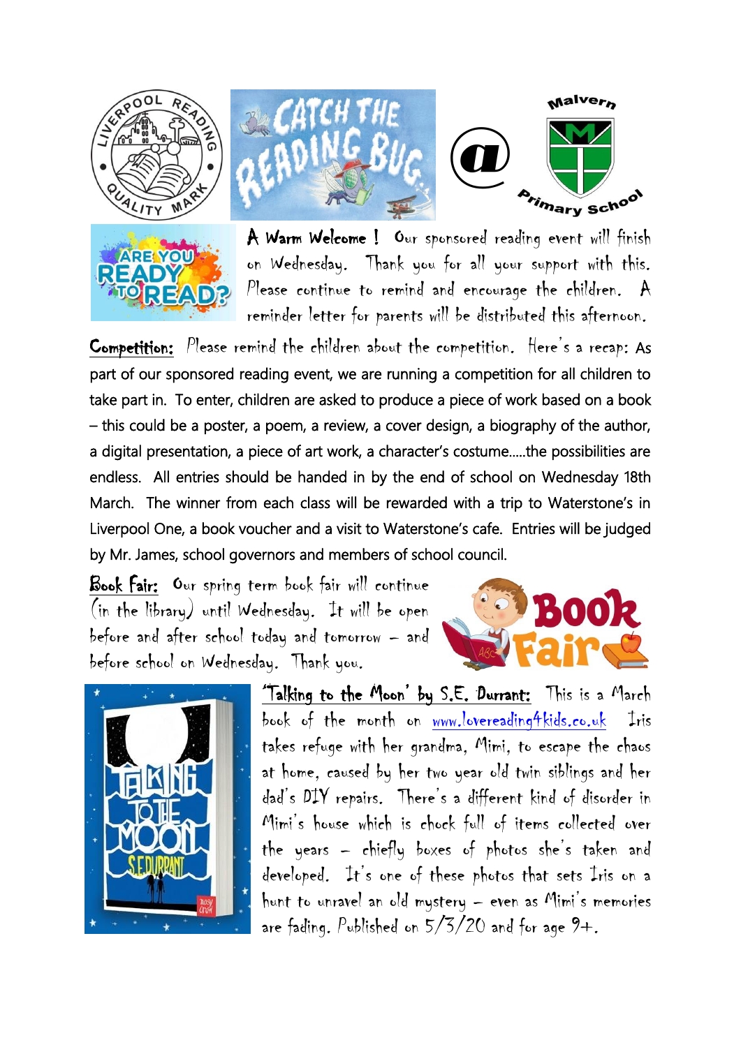**A Warm Welcome !** Our sponsored reading event will finish on Wednesday. Thank you for all your support with this. Please continue to remind and encourage the children. A reminder letter for parents will be distributed this afternoon.

**Competition:** Please remind the children about the competition. Here's a recap: As part of our sponsored reading event, we are running a competition for all children to take part in. To enter, children are asked to produce a piece of work based on a book – this could be a poster, a poem, a review, a cover design, a biography of the author, a digital presentation, a piece of art work, a character's costume.....the possibilities are endless. All entries should be handed in by the end of school on Wednesday 18th March. The winner from each class will be rewarded with a trip to Waterstone's in Liverpool One, a book voucher and a visit to Waterstone's cafe. Entries will be judged by Mr. James, school governors and members of school council.

**Book Fair:** Our spring term book fair will continue (in the library) until Wednesday. It will be open before and after school today and tomorrow – and before school on Wednesday. Thank you.

**'Talking to the Moon' by S.E. Durrant:** This is a March book of the month on www.lovereading4kids.co.uk Iris takes refuge with her grandma, Mimi, to escape the chaos at home, caused by her two year old twin siblings and her dad's DIY repairs. There's a different kind of disorder in Mimi's house which is chock full of items collected over the years – chiefly boxes of photos she's taken and developed. It's one of these photos that sets Iris on a hunt to unravel an old mystery – even as Mimi's memories are fading. Published on 5/3/20 and for age 9+.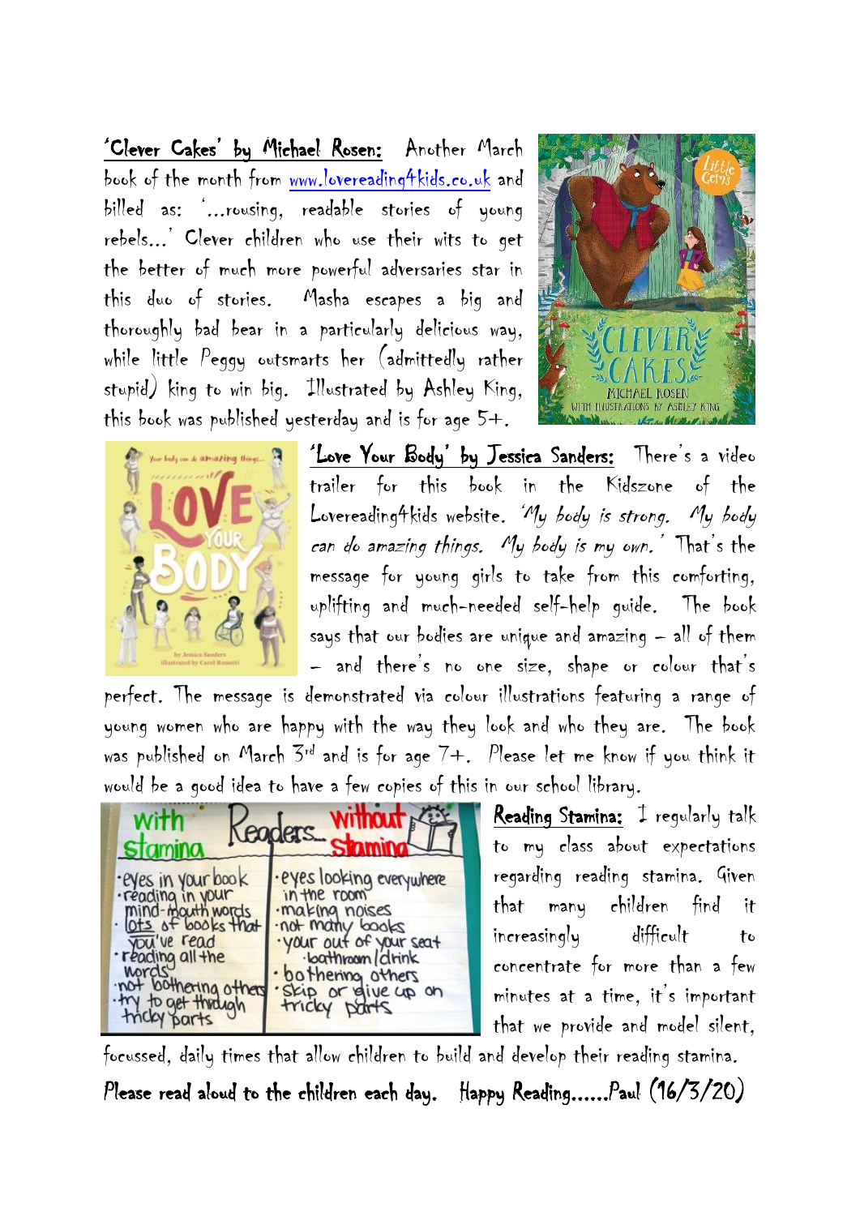**'Clever Cakes' by Michael Rosen:** Another March book of the month from www.lovereading4kids.co.uk and billed as: '...rousing, readable stories of young rebels...' Clever children who use their wits to get the better of much more powerful adversaries star in this duo of stories. Masha escapes a big and thoroughly bad bear in a particularly delicious way, while little Peggy outsmarts her (admittedly rather stupid) king to win big. Illustrated by Ashley King, this book was published yesterday and is for age 5+.

**'Love Your Body' by Jessica Sanders:** There's a video trailer for this book in the Kidszone of the Lovereading4kids website. *'My body is strong. My body can do amazing things. My body is my own.'* That's the message for young girls to take from this comforting, uplifting and much-needed self-help guide. The book says that our bodies are unique and amazing – all of them – and there's no one size, shape or colour that's perfect. The message is demonstrated via colour illustrations featuring a range of young women who are happy with the way they look and who they are. The book was published on March 3rd and is for age 7+. Please let me know if you think it would be a good idea to have a few copies of this in our school library.

**Reading Stamina:** I regularly talk to my class about expectations regarding reading stamina. Given that many children find it increasingly difficult to concentrate for more than a few minutes at a time, it's important that we provide and model silent, focussed, daily times that allow children to build and develop their reading stamina.

**Please read aloud to the children each day. Happy Reading......Paul (16/3/20)**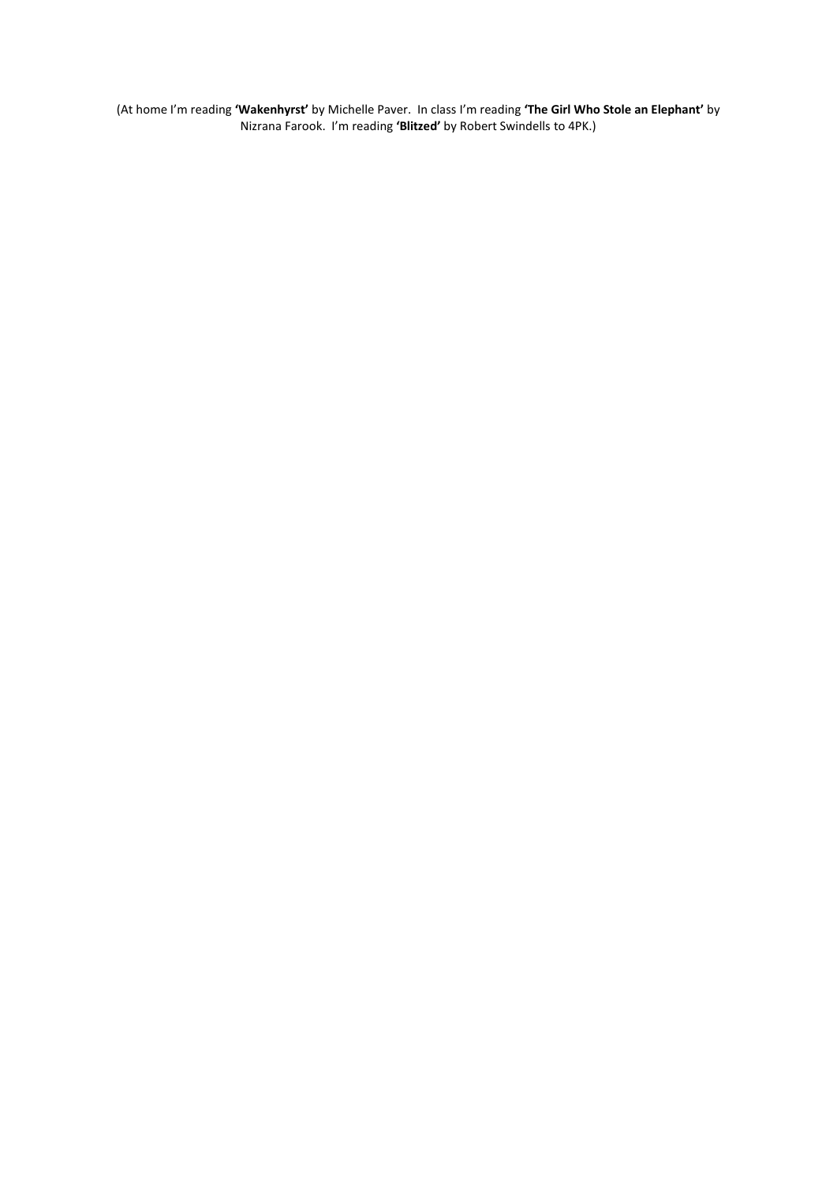(At home I'm reading **'Wakenhyrst'** by Michelle Paver. In class I'm reading **'The Girl Who Stole an Elephant'** by Nizrana Farook. I'm reading **'Blitzed'** by Robert Swindells to 4PK.)